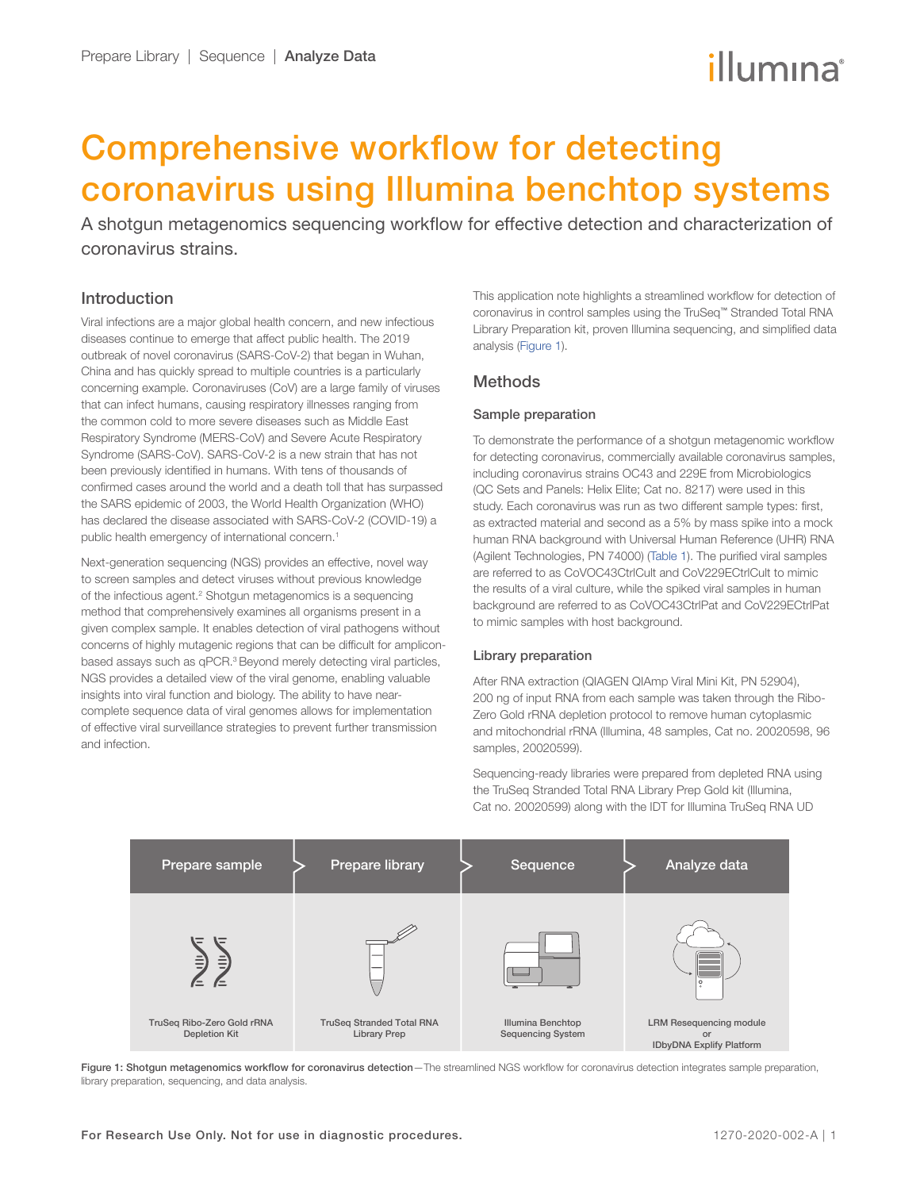Prepare Library | Sequence | **Analyze Data**

# Comprehensive workflow for detecting coronavirus using Illumina benchtop systems

A shotgun metagenomics sequencing workflow for effective detection and characterization of coronavirus strains.

## Introduction

Viral infections are a major global health concern, and new infectious diseases continue to emerge that affect public health. The 2019 outbreak of novel coronavirus (SARS-CoV-2) that began in Wuhan, China and has quickly spread to multiple countries is a particularly concerning example. Coronaviruses (CoV) are a large family of viruses that can infect humans, causing respiratory illnesses ranging from the common cold to more severe diseases such as Middle East Respiratory Syndrome (MERS-CoV) and Severe Acute Respiratory Syndrome (SARS-CoV). SARS-CoV-2 is a new strain that has not been previously identified in humans. With tens of thousands of confirmed cases around the world and a death toll that has surpassed the SARS epidemic of 2003, the World Health Organization (WHO) has declared the disease associated with SARS-CoV-2 (COVID-19) a public health emergency of international concern.[1]

Next-generation sequencing (NGS) provides an effective, novel way to screen samples and detect viruses without previous knowledge of the infectious agent.[2] Shotgun metagenomics is a sequencing method that comprehensively examines all organisms present in a given complex sample. It enables detection of viral pathogens without concerns of highly mutagenic regions that can be difficult for amplicon-based assays such as qPCR.[3] Beyond merely detecting viral particles, NGS provides a detailed view of the viral genome, enabling valuable insights into viral function and biology. The ability to have near-complete sequence data of viral genomes allows for implementation of effective viral surveillance strategies to prevent further transmission and infection.

This application note highlights a streamlined workflow for detection of coronavirus in control samples using the TruSeq™ Stranded Total RNA Library Preparation kit, proven Illumina sequencing, and simplified data analysis (Figure 1).

## Methods

### Sample preparation

To demonstrate the performance of a shotgun metagenomic workflow for detecting coronavirus, commercially available coronavirus samples, including coronavirus strains OC43 and 229E from Microbiologics (QC Sets and Panels: Helix Elite; Cat no. 8217) were used in this study. Each coronavirus was run as two different sample types: first, as extracted material and second as a 5% by mass spike into a mock human RNA background with Universal Human Reference (UHR) RNA (Agilent Technologies, PN 74000) (Table 1). The purified viral samples are referred to as CoVOC43CtrlCult and CoV229ECtrlCult to mimic the results of a viral culture, while the spiked viral samples in human background are referred to as CoVOC43CtrlPat and CoV229ECtrlPat to mimic samples with host background.

### Library preparation

After RNA extraction (QIAGEN QIAmp Viral Mini Kit, PN 52904), 200 ng of input RNA from each sample was taken through the Ribo-Zero Gold rRNA depletion protocol to remove human cytoplasmic and mitochondrial rRNA (Illumina, 48 samples, Cat no. 20020598, 96 samples, 20020599).

Sequencing-ready libraries were prepared from depleted RNA using the TruSeq Stranded Total RNA Library Prep Gold kit (Illumina, Cat no. 20020599) along with the IDT for Illumina TruSeq RNA UD

Prepare sample | Prepare library | Sequence | Analyze data

TruSeq Ribo-Zero Gold rRNA Depletion Kit

TruSeq Stranded Total RNA Library Prep

Illumina Benchtop Sequencing System

LRM Resequencing module or IDbyDNA Explify Platform

**Figure 1: Shotgun metagenomics workflow for coronavirus detection**—The streamlined NGS workflow for coronavirus detection integrates sample preparation, library preparation, sequencing, and data analysis.

For Research Use Only. Not for use in diagnostic procedures.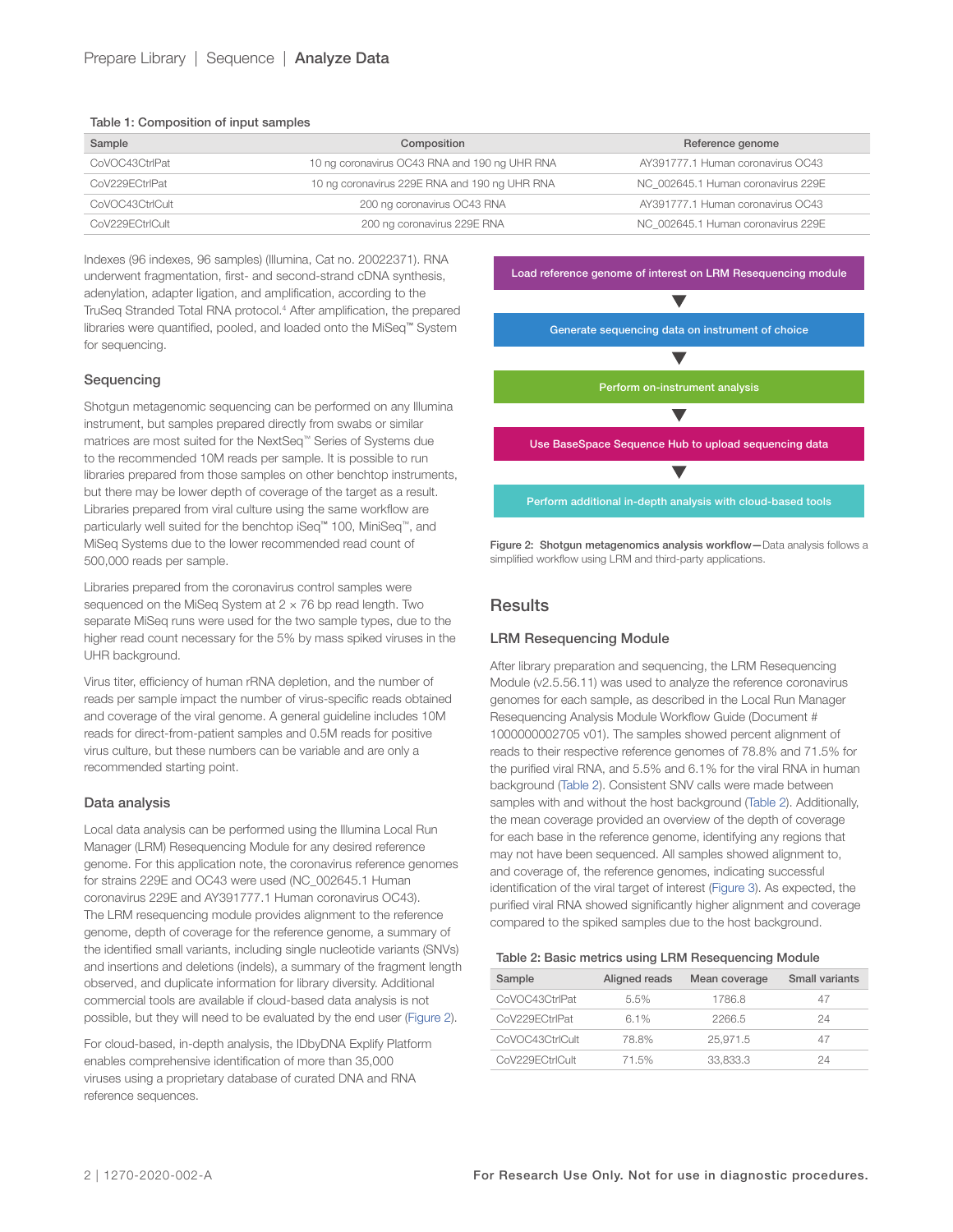Table 1: Composition of input samples

| Sample | Composition | Reference genome |
| --- | --- | --- |
| CoVOC43CtrlPat | 10 ng coronavirus OC43 RNA and 190 ng UHR RNA | AY391777.1 Human coronavirus OC43 |
| CoV229ECtrlPat | 10 ng coronavirus 229E RNA and 190 ng UHR RNA | NC_002645.1 Human coronavirus 229E |
| CoVOC43CtrlCult | 200 ng coronavirus OC43 RNA | AY391777.1 Human coronavirus OC43 |
| CoV229ECtrlCult | 200 ng coronavirus 229E RNA | NC_002645.1 Human coronavirus 229E |

Indexes (96 indexes, 96 samples) (Illumina, Cat no. 20022371). RNA underwent fragmentation, first- and second-strand cDNA synthesis, adenylation, adapter ligation, and amplification, according to the TruSeq Stranded Total RNA protocol.[4] After amplification, the prepared libraries were quantified, pooled, and loaded onto the MiSeq™ System for sequencing.

### Sequencing

Shotgun metagenomic sequencing can be performed on any Illumina instrument, but samples prepared directly from swabs or similar matrices are most suited for the NextSeq™ Series of Systems due to the recommended 10M reads per sample. It is possible to run libraries prepared from those samples on other benchtop instruments, but there may be lower depth of coverage of the target as a result. Libraries prepared from viral culture using the same workflow are particularly well suited for the benchtop iSeq™ 100, MiniSeq™, and MiSeq Systems due to the lower recommended read count of 500,000 reads per sample.

Libraries prepared from the coronavirus control samples were sequenced on the MiSeq System at 2 × 76 bp read length. Two separate MiSeq runs were used for the two sample types, due to the higher read count necessary for the 5% by mass spiked viruses in the UHR background.

Virus titer, efficiency of human rRNA depletion, and the number of reads per sample impact the number of virus-specific reads obtained and coverage of the viral genome. A general guideline includes 10M reads for direct-from-patient samples and 0.5M reads for positive virus culture, but these numbers can be variable and are only a recommended starting point.

### Data analysis

Local data analysis can be performed using the Illumina Local Run Manager (LRM) Resequencing Module for any desired reference genome. For this application note, the coronavirus reference genomes for strains 229E and OC43 were used (NC_002645.1 Human coronavirus 229E and AY391777.1 Human coronavirus OC43). The LRM resequencing module provides alignment to the reference genome, depth of coverage for the reference genome, a summary of the identified small variants, including single nucleotide variants (SNVs) and insertions and deletions (indels), a summary of the fragment length observed, and duplicate information for library diversity. Additional commercial tools are available if cloud-based data analysis is not possible, but they will need to be evaluated by the end user (Figure 2).

For cloud-based, in-depth analysis, the IDbyDNA Explify Platform enables comprehensive identification of more than 35,000 viruses using a proprietary database of curated DNA and RNA reference sequences.

Load reference genome of interest on LRM Resequencing module

Generate sequencing data on instrument of choice

Perform on-instrument analysis

Use BaseSpace Sequence Hub to upload sequencing data

Perform additional in-depth analysis with cloud-based tools

Figure 2: **Shotgun metagenomics analysis workflow**—Data analysis follows a simplified workflow using LRM and third-party applications.

## Results

### LRM Resequencing Module

After library preparation and sequencing, the LRM Resequencing Module (v2.5.56.11) was used to analyze the reference coronavirus genomes for each sample, as described in the Local Run Manager Resequencing Analysis Module Workflow Guide (Document # 1000000002705 v01). The samples showed percent alignment of reads to their respective reference genomes of 78.8% and 71.5% for the purified viral RNA, and 5.5% and 6.1% for the viral RNA in human background (Table 2). Consistent SNV calls were made between samples with and without the host background (Table 2). Additionally, the mean coverage provided an overview of the depth of coverage for each base in the reference genome, identifying any regions that may not have been sequenced. All samples showed alignment to, and coverage of, the reference genomes, indicating successful identification of the viral target of interest (Figure 3). As expected, the purified viral RNA showed significantly higher alignment and coverage compared to the spiked samples due to the host background.

Table 2: Basic metrics using LRM Resequencing Module

| Sample | Aligned reads | Mean coverage | Small variants |
| --- | --- | --- | --- |
| CoVOC43CtrlPat | 5.5% | 1786.8 | 47 |
| CoV229ECtrlPat | 6.1% | 2266.5 | 24 |
| CoVOC43CtrlCult | 78.8% | 25,971.5 | 47 |
| CoV229ECtrlCult | 71.5% | 33,833.3 | 24 |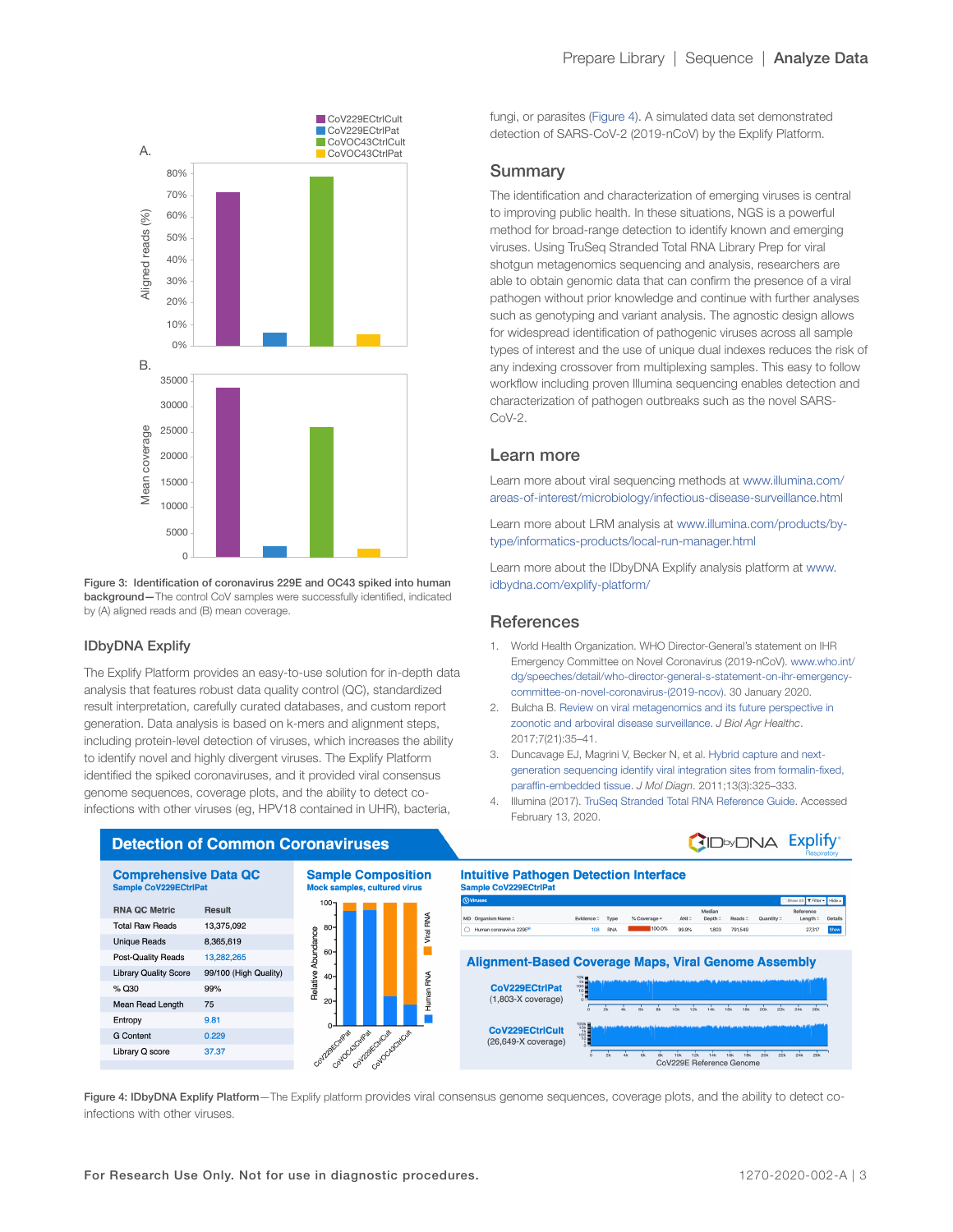A.

CoV229ECtrlCult
CoV229ECtrlPat
CoVOC43CtrlCult
CoVOC43CtrlPat

Aligned reads (%)

80%
70%
60%
50%
40%
30%
20%
10%
0%

B.

Mean coverage

35000
30000
25000
20000
15000
10000
5000
0

**Figure 3: Identification of coronavirus 229E and OC43 spiked into human background**—The control CoV samples were successfully identified, indicated by (A) aligned reads and (B) mean coverage.

### IDbyDNA Explify

The Explify Platform provides an easy-to-use solution for in-depth data analysis that features robust data quality control (QC), standardized result interpretation, carefully curated databases, and custom report generation. Data analysis is based on k-mers and alignment steps, including protein-level detection of viruses, which increases the ability to identify novel and highly divergent viruses. The Explify Platform identified the spiked coronaviruses, and it provided viral consensus genome sequences, coverage plots, and the ability to detect co-infections with other viruses (eg, HPV18 contained in UHR), bacteria, fungi, or parasites (Figure 4). A simulated data set demonstrated detection of SARS-CoV-2 (2019-nCoV) by the Explify Platform.

## Summary

The identification and characterization of emerging viruses is central to improving public health. In these situations, NGS is a powerful method for broad-range detection to identify known and emerging viruses. Using TruSeq Stranded Total RNA Library Prep for viral shotgun metagenomics sequencing and analysis, researchers are able to obtain genomic data that can confirm the presence of a viral pathogen without prior knowledge and continue with further analyses such as genotyping and variant analysis. The agnostic design allows for widespread identification of pathogenic viruses across all sample types of interest and the use of unique dual indexes reduces the risk of any indexing crossover from multiplexing samples. This easy to follow workflow including proven Illumina sequencing enables detection and characterization of pathogen outbreaks such as the novel SARS-CoV-2.

## Learn more

Learn more about viral sequencing methods at www.illumina.com/areas-of-interest/microbiology/infectious-disease-surveillance.html

Learn more about LRM analysis at www.illumina.com/products/by-type/informatics-products/local-run-manager.html

Learn more about the IDbyDNA Explify analysis platform at www.idbydna.com/explify-platform/

## References

1. World Health Organization. WHO Director-General's statement on IHR Emergency Committee on Novel Coronavirus (2019-nCoV). www.who.int/dg/speeches/detail/who-director-general-s-statement-on-ihr-emergency-committee-on-novel-coronavirus-(2019-ncov). 30 January 2020.
2. Bulcha B. Review on viral metagenomics and its future perspective in zoonotic and arboviral disease surveillance. *J Biol Agr Healthc*. 2017;7(21):35–41.
3. Duncavage EJ, Magrini V, Becker N, et al. Hybrid capture and next-generation sequencing identify viral integration sites from formalin-fixed, paraffin-embedded tissue. *J Mol Diagn*. 2011;13(3):325–333.
4. Illumina (2017). TruSeq Stranded Total RNA Reference Guide. Accessed February 13, 2020.

## Detection of Common Coronaviruses

IDbyDNA Explify Respiratory

### Comprehensive Data QC

Sample CoV229ECtrlPat

| RNA QC Metric | Result |
|---|---|
| Total Raw Reads | 13,375,092 |
| Unique Reads | 8,365,619 |
| Post-Quality Reads | 13,282,265 |
| Library Quality Score | 99/100 (High Quality) |
| % Q30 | 99% |
| Mean Read Length | 75 |
| Entropy | 9.81 |
| G Content | 0.229 |
| Library Q score | 37.37 |

### Sample Composition

Mock samples, cultured virus

Relative Abundance

100
80
60
40
20
0

Viral RNA
Human RNA

CoV229ECtrlPat
CoVOC43CtrlPat
CoV229ECtrlCult
CoVOC43CtrlCult

### Intuitive Pathogen Detection Interface

Sample CoV229ECtrlPat

Viruses

| MD | Organism Name | Evidence | Type | % Coverage | ANI | Median Depth | Reads | Quantity | Reference Length | Details |
|---|---|---|---|---|---|---|---|---|---|---|
| | Human coronavirus 229E | 108 | RNA | 100.0% | 99.9% | 1,803 | 791,549 | | 27,317 | Show |

### Alignment-Based Coverage Maps, Viral Genome Assembly

CoV229ECtrlPat (1,803-X coverage)

CoV229ECtrlCult (26,649-X coverage)

CoV229E Reference Genome

**Figure 4: IDbyDNA Explify Platform**—The Explify platform provides viral consensus genome sequences, coverage plots, and the ability to detect co-infections with other viruses.

For Research Use Only. Not for use in diagnostic procedures.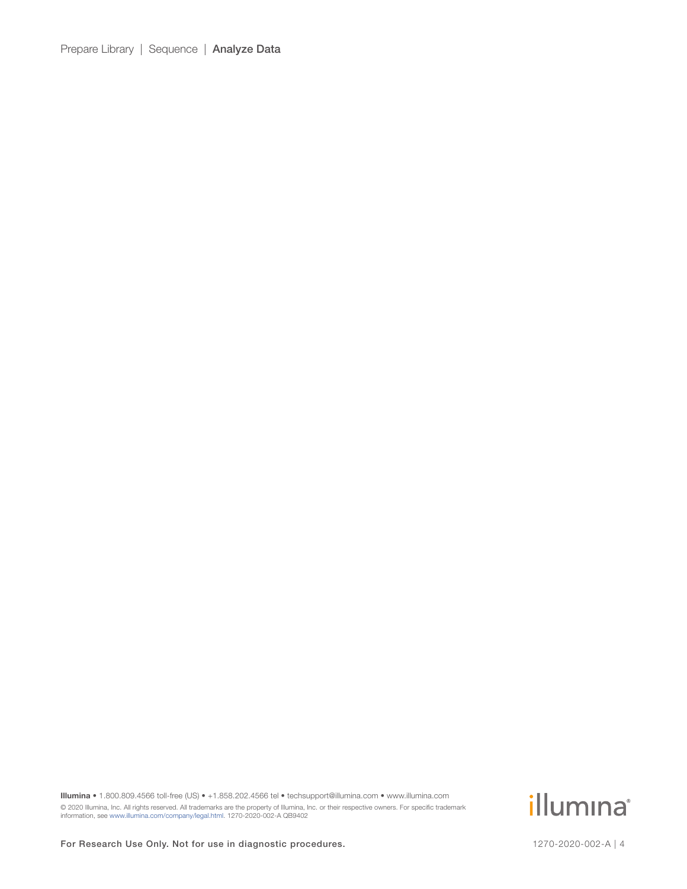**Illumina** • 1.800.809.4566 toll-free (US) • +1.858.202.4566 tel • techsupport@illumina.com • www.illumina.com

© 2020 Illumina, Inc. All rights reserved. All trademarks are the property of Illumina, Inc. or their respective owners. For specific trademark information, see www.illumina.com/company/legal.html. 1270-2020-002-A QB9402

For Research Use Only. Not for use in diagnostic procedures.